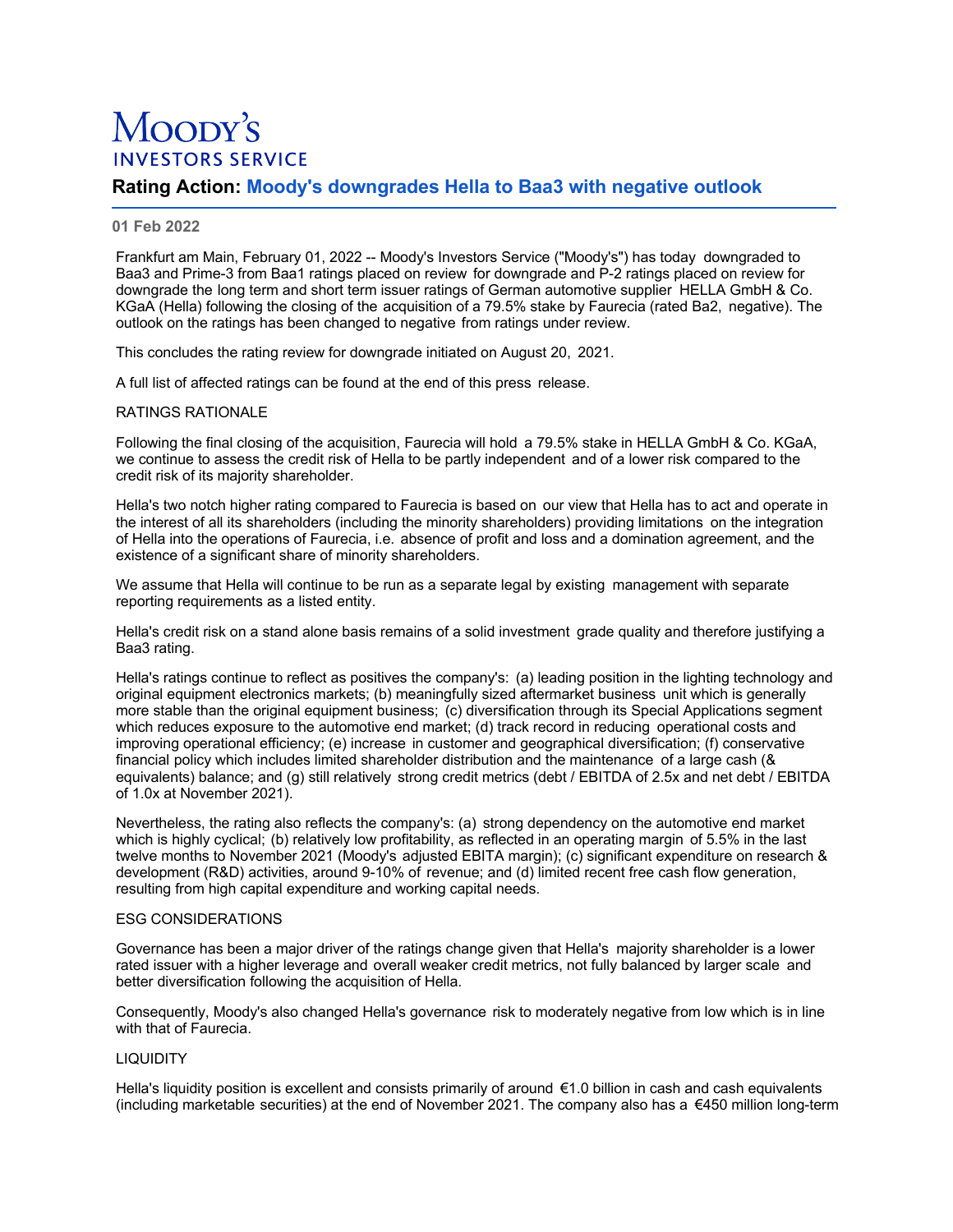# Moody's Investors Service

## Rating Action: Moody's downgrades Hella to Baa3 with negative outlook

**01 Feb 2022**

Frankfurt am Main, February 01, 2022 -- Moody's Investors Service ("Moody's") has today downgraded to Baa3 and Prime-3 from Baa1 ratings placed on review for downgrade and P-2 ratings placed on review for downgrade the long term and short term issuer ratings of German automotive supplier HELLA GmbH & Co. KGaA (Hella) following the closing of the acquisition of a 79.5% stake by Faurecia (rated Ba2, negative). The outlook on the ratings has been changed to negative from ratings under review.

This concludes the rating review for downgrade initiated on August 20, 2021.

A full list of affected ratings can be found at the end of this press release.

RATINGS RATIONALE

Following the final closing of the acquisition, Faurecia will hold a 79.5% stake in HELLA GmbH & Co. KGaA, we continue to assess the credit risk of Hella to be partly independent and of a lower risk compared to the credit risk of its majority shareholder.

Hella's two notch higher rating compared to Faurecia is based on our view that Hella has to act and operate in the interest of all its shareholders (including the minority shareholders) providing limitations on the integration of Hella into the operations of Faurecia, i.e. absence of profit and loss and a domination agreement, and the existence of a significant share of minority shareholders.

We assume that Hella will continue to be run as a separate legal by existing management with separate reporting requirements as a listed entity.

Hella's credit risk on a stand alone basis remains of a solid investment grade quality and therefore justifying a Baa3 rating.

Hella's ratings continue to reflect as positives the company's: (a) leading position in the lighting technology and original equipment electronics markets; (b) meaningfully sized aftermarket business unit which is generally more stable than the original equipment business; (c) diversification through its Special Applications segment which reduces exposure to the automotive end market; (d) track record in reducing operational costs and improving operational efficiency; (e) increase in customer and geographical diversification; (f) conservative financial policy which includes limited shareholder distribution and the maintenance of a large cash (& equivalents) balance; and (g) still relatively strong credit metrics (debt / EBITDA of 2.5x and net debt / EBITDA of 1.0x at November 2021).

Nevertheless, the rating also reflects the company's: (a) strong dependency on the automotive end market which is highly cyclical; (b) relatively low profitability, as reflected in an operating margin of 5.5% in the last twelve months to November 2021 (Moody's adjusted EBITA margin); (c) significant expenditure on research & development (R&D) activities, around 9-10% of revenue; and (d) limited recent free cash flow generation, resulting from high capital expenditure and working capital needs.

ESG CONSIDERATIONS

Governance has been a major driver of the ratings change given that Hella's majority shareholder is a lower rated issuer with a higher leverage and overall weaker credit metrics, not fully balanced by larger scale and better diversification following the acquisition of Hella.

Consequently, Moody's also changed Hella's governance risk to moderately negative from low which is in line with that of Faurecia.

LIQUIDITY

Hella's liquidity position is excellent and consists primarily of around €1.0 billion in cash and cash equivalents (including marketable securities) at the end of November 2021. The company also has a €450 million long-term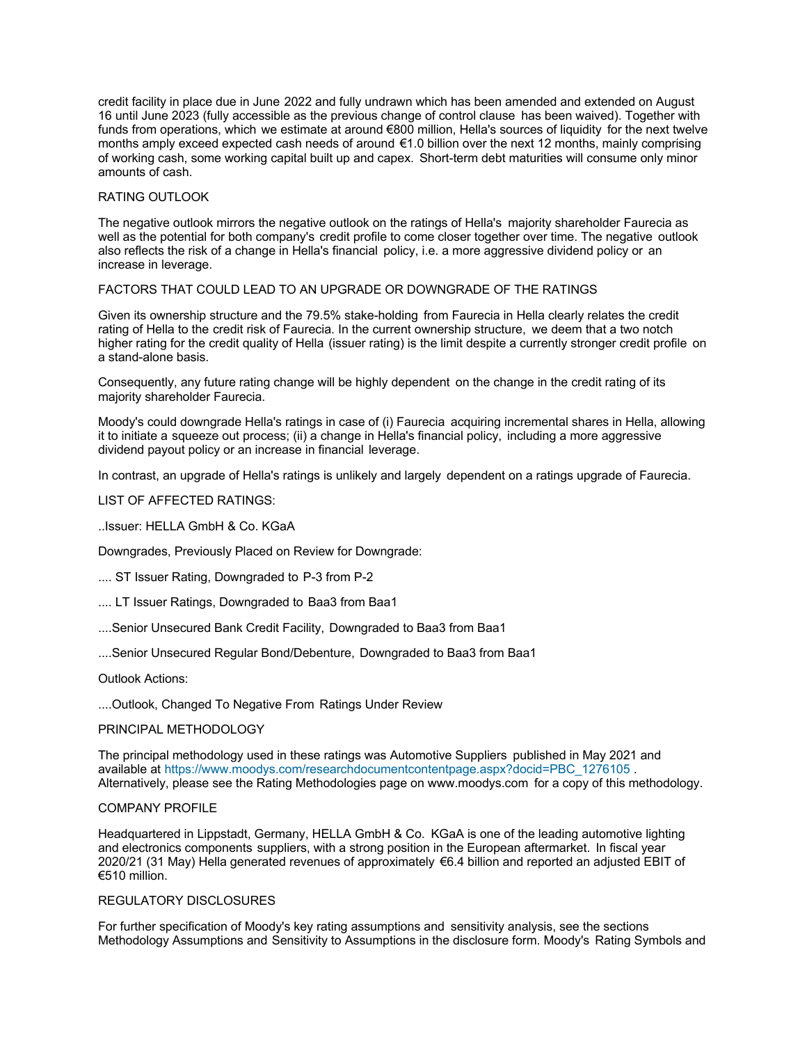credit facility in place due in June 2022 and fully undrawn which has been amended and extended on August 16 until June 2023 (fully accessible as the previous change of control clause has been waived). Together with funds from operations, which we estimate at around €800 million, Hella's sources of liquidity for the next twelve months amply exceed expected cash needs of around €1.0 billion over the next 12 months, mainly comprising of working cash, some working capital built up and capex. Short-term debt maturities will consume only minor amounts of cash.

## RATING OUTLOOK

The negative outlook mirrors the negative outlook on the ratings of Hella's majority shareholder Faurecia as well as the potential for both company's credit profile to come closer together over time. The negative outlook also reflects the risk of a change in Hella's financial policy, i.e. a more aggressive dividend policy or an increase in leverage.

## FACTORS THAT COULD LEAD TO AN UPGRADE OR DOWNGRADE OF THE RATINGS

Given its ownership structure and the 79.5% stake-holding from Faurecia in Hella clearly relates the credit rating of Hella to the credit risk of Faurecia. In the current ownership structure, we deem that a two notch higher rating for the credit quality of Hella (issuer rating) is the limit despite a currently stronger credit profile on a stand-alone basis.

Consequently, any future rating change will be highly dependent on the change in the credit rating of its majority shareholder Faurecia.

Moody's could downgrade Hella's ratings in case of (i) Faurecia acquiring incremental shares in Hella, allowing it to initiate a squeeze out process; (ii) a change in Hella's financial policy, including a more aggressive dividend payout policy or an increase in financial leverage.

In contrast, an upgrade of Hella's ratings is unlikely and largely dependent on a ratings upgrade of Faurecia.

## LIST OF AFFECTED RATINGS:

..Issuer: HELLA GmbH & Co. KGaA

Downgrades, Previously Placed on Review for Downgrade:

.... ST Issuer Rating, Downgraded to P-3 from P-2

.... LT Issuer Ratings, Downgraded to Baa3 from Baa1

....Senior Unsecured Bank Credit Facility, Downgraded to Baa3 from Baa1

....Senior Unsecured Regular Bond/Debenture, Downgraded to Baa3 from Baa1

Outlook Actions:

....Outlook, Changed To Negative From Ratings Under Review

## PRINCIPAL METHODOLOGY

The principal methodology used in these ratings was Automotive Suppliers published in May 2021 and available at https://www.moodys.com/researchdocumentcontentpage.aspx?docid=PBC_1276105 . Alternatively, please see the Rating Methodologies page on www.moodys.com for a copy of this methodology.

## COMPANY PROFILE

Headquartered in Lippstadt, Germany, HELLA GmbH & Co. KGaA is one of the leading automotive lighting and electronics components suppliers, with a strong position in the European aftermarket. In fiscal year 2020/21 (31 May) Hella generated revenues of approximately €6.4 billion and reported an adjusted EBIT of €510 million.

## REGULATORY DISCLOSURES

For further specification of Moody's key rating assumptions and sensitivity analysis, see the sections Methodology Assumptions and Sensitivity to Assumptions in the disclosure form. Moody's Rating Symbols and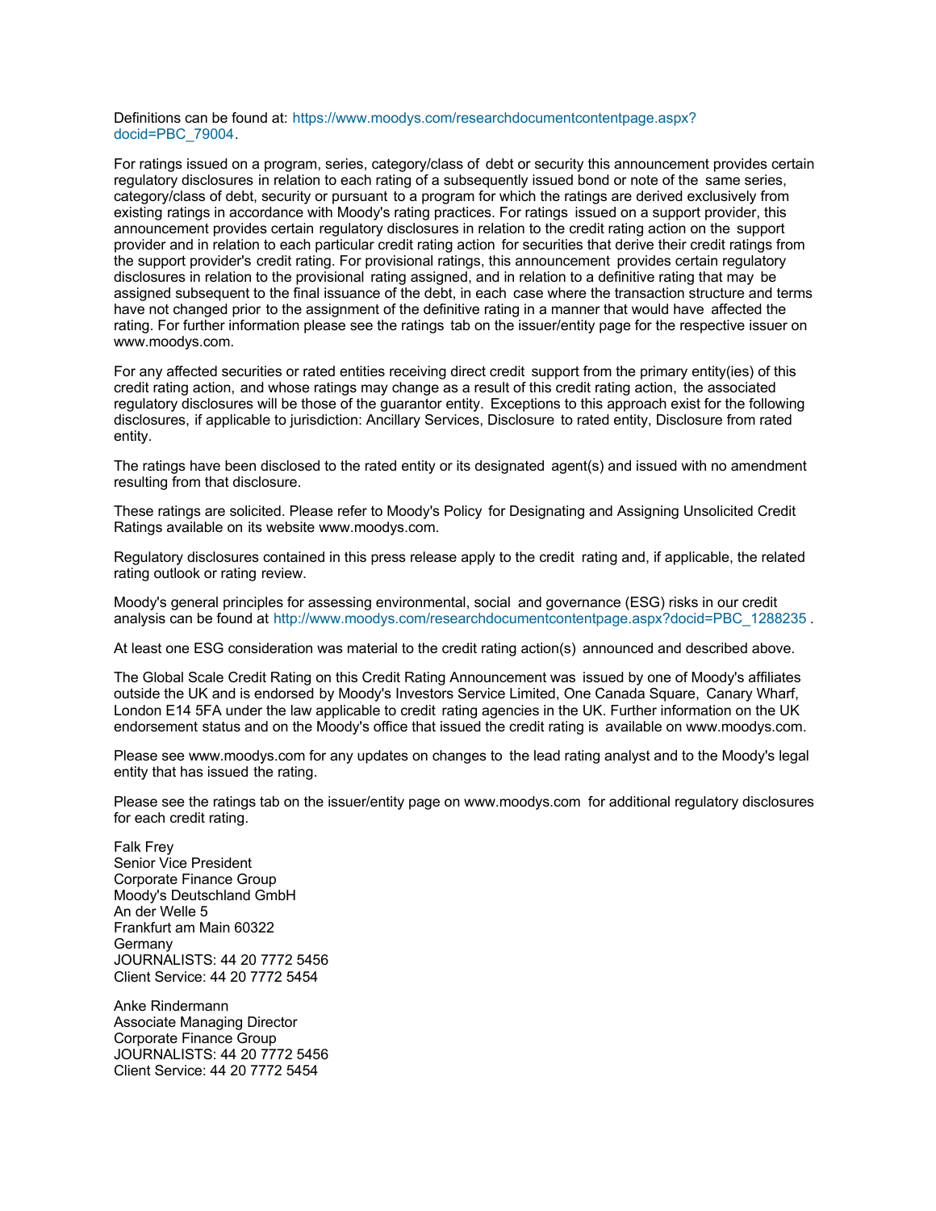Definitions can be found at: https://www.moodys.com/researchdocumentcontentpage.aspx?docid=PBC_79004.

For ratings issued on a program, series, category/class of debt or security this announcement provides certain regulatory disclosures in relation to each rating of a subsequently issued bond or note of the same series, category/class of debt, security or pursuant to a program for which the ratings are derived exclusively from existing ratings in accordance with Moody's rating practices. For ratings issued on a support provider, this announcement provides certain regulatory disclosures in relation to the credit rating action on the support provider and in relation to each particular credit rating action for securities that derive their credit ratings from the support provider's credit rating. For provisional ratings, this announcement provides certain regulatory disclosures in relation to the provisional rating assigned, and in relation to a definitive rating that may be assigned subsequent to the final issuance of the debt, in each case where the transaction structure and terms have not changed prior to the assignment of the definitive rating in a manner that would have affected the rating. For further information please see the ratings tab on the issuer/entity page for the respective issuer on www.moodys.com.

For any affected securities or rated entities receiving direct credit support from the primary entity(ies) of this credit rating action, and whose ratings may change as a result of this credit rating action, the associated regulatory disclosures will be those of the guarantor entity. Exceptions to this approach exist for the following disclosures, if applicable to jurisdiction: Ancillary Services, Disclosure to rated entity, Disclosure from rated entity.

The ratings have been disclosed to the rated entity or its designated agent(s) and issued with no amendment resulting from that disclosure.

These ratings are solicited. Please refer to Moody's Policy for Designating and Assigning Unsolicited Credit Ratings available on its website www.moodys.com.

Regulatory disclosures contained in this press release apply to the credit rating and, if applicable, the related rating outlook or rating review.

Moody's general principles for assessing environmental, social and governance (ESG) risks in our credit analysis can be found at http://www.moodys.com/researchdocumentcontentpage.aspx?docid=PBC_1288235 .

At least one ESG consideration was material to the credit rating action(s) announced and described above.

The Global Scale Credit Rating on this Credit Rating Announcement was issued by one of Moody's affiliates outside the UK and is endorsed by Moody's Investors Service Limited, One Canada Square, Canary Wharf, London E14 5FA under the law applicable to credit rating agencies in the UK. Further information on the UK endorsement status and on the Moody's office that issued the credit rating is available on www.moodys.com.

Please see www.moodys.com for any updates on changes to the lead rating analyst and to the Moody's legal entity that has issued the rating.

Please see the ratings tab on the issuer/entity page on www.moodys.com for additional regulatory disclosures for each credit rating.

Falk Frey
Senior Vice President
Corporate Finance Group
Moody's Deutschland GmbH
An der Welle 5
Frankfurt am Main 60322
Germany
JOURNALISTS: 44 20 7772 5456
Client Service: 44 20 7772 5454

Anke Rindermann
Associate Managing Director
Corporate Finance Group
JOURNALISTS: 44 20 7772 5456
Client Service: 44 20 7772 5454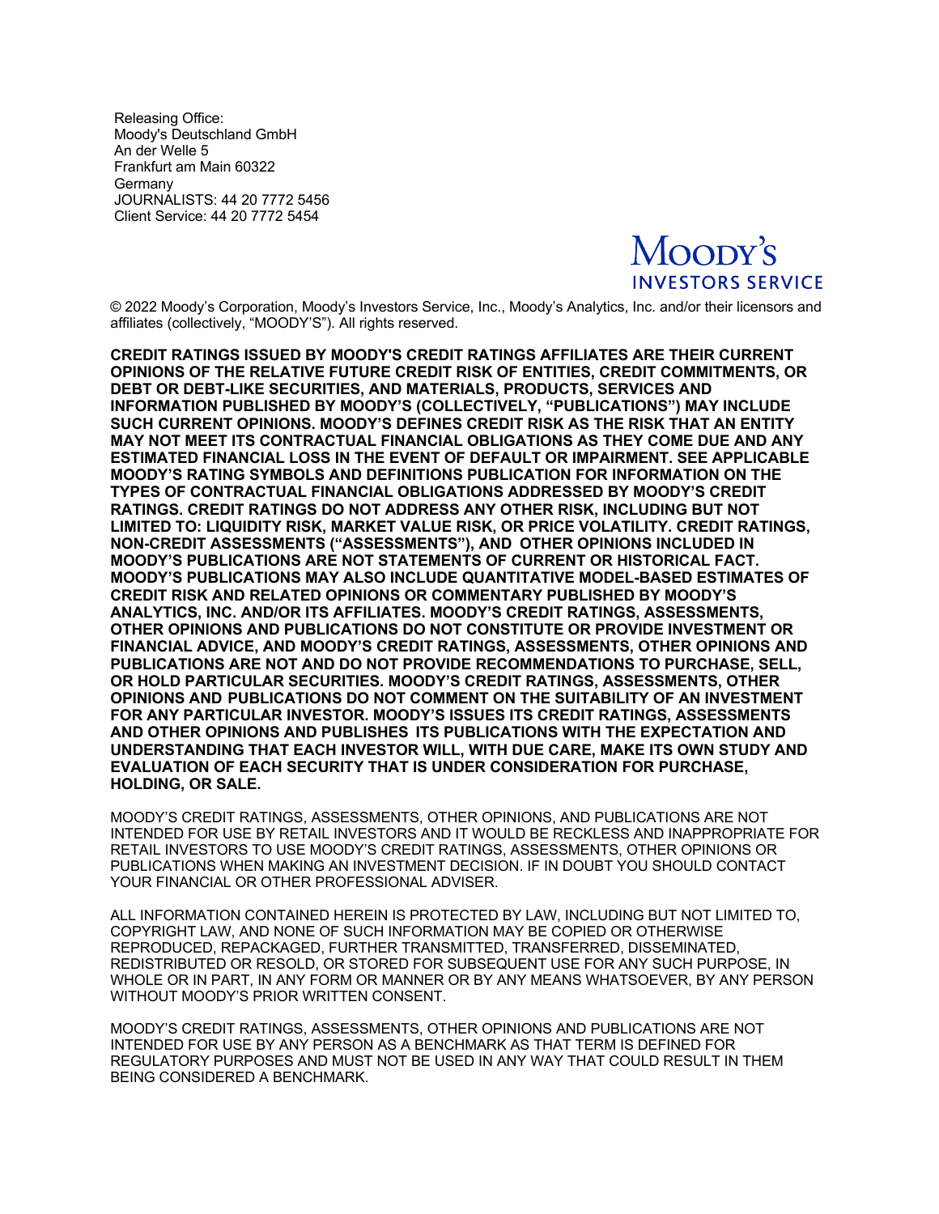Releasing Office:
Moody's Deutschland GmbH
An der Welle 5
Frankfurt am Main 60322
Germany
JOURNALISTS: 44 20 7772 5456
Client Service: 44 20 7772 5454

Moody's
INVESTORS SERVICE

© 2022 Moody's Corporation, Moody's Investors Service, Inc., Moody's Analytics, Inc. and/or their licensors and affiliates (collectively, "MOODY'S"). All rights reserved.

**CREDIT RATINGS ISSUED BY MOODY'S CREDIT RATINGS AFFILIATES ARE THEIR CURRENT OPINIONS OF THE RELATIVE FUTURE CREDIT RISK OF ENTITIES, CREDIT COMMITMENTS, OR DEBT OR DEBT-LIKE SECURITIES, AND MATERIALS, PRODUCTS, SERVICES AND INFORMATION PUBLISHED BY MOODY'S (COLLECTIVELY, "PUBLICATIONS") MAY INCLUDE SUCH CURRENT OPINIONS. MOODY'S DEFINES CREDIT RISK AS THE RISK THAT AN ENTITY MAY NOT MEET ITS CONTRACTUAL FINANCIAL OBLIGATIONS AS THEY COME DUE AND ANY ESTIMATED FINANCIAL LOSS IN THE EVENT OF DEFAULT OR IMPAIRMENT. SEE APPLICABLE MOODY'S RATING SYMBOLS AND DEFINITIONS PUBLICATION FOR INFORMATION ON THE TYPES OF CONTRACTUAL FINANCIAL OBLIGATIONS ADDRESSED BY MOODY'S CREDIT RATINGS. CREDIT RATINGS DO NOT ADDRESS ANY OTHER RISK, INCLUDING BUT NOT LIMITED TO: LIQUIDITY RISK, MARKET VALUE RISK, OR PRICE VOLATILITY. CREDIT RATINGS, NON-CREDIT ASSESSMENTS ("ASSESSMENTS"), AND OTHER OPINIONS INCLUDED IN MOODY'S PUBLICATIONS ARE NOT STATEMENTS OF CURRENT OR HISTORICAL FACT. MOODY'S PUBLICATIONS MAY ALSO INCLUDE QUANTITATIVE MODEL-BASED ESTIMATES OF CREDIT RISK AND RELATED OPINIONS OR COMMENTARY PUBLISHED BY MOODY'S ANALYTICS, INC. AND/OR ITS AFFILIATES. MOODY'S CREDIT RATINGS, ASSESSMENTS, OTHER OPINIONS AND PUBLICATIONS DO NOT CONSTITUTE OR PROVIDE INVESTMENT OR FINANCIAL ADVICE, AND MOODY'S CREDIT RATINGS, ASSESSMENTS, OTHER OPINIONS AND PUBLICATIONS ARE NOT AND DO NOT PROVIDE RECOMMENDATIONS TO PURCHASE, SELL, OR HOLD PARTICULAR SECURITIES. MOODY'S CREDIT RATINGS, ASSESSMENTS, OTHER OPINIONS AND PUBLICATIONS DO NOT COMMENT ON THE SUITABILITY OF AN INVESTMENT FOR ANY PARTICULAR INVESTOR. MOODY'S ISSUES ITS CREDIT RATINGS, ASSESSMENTS AND OTHER OPINIONS AND PUBLISHES ITS PUBLICATIONS WITH THE EXPECTATION AND UNDERSTANDING THAT EACH INVESTOR WILL, WITH DUE CARE, MAKE ITS OWN STUDY AND EVALUATION OF EACH SECURITY THAT IS UNDER CONSIDERATION FOR PURCHASE, HOLDING, OR SALE.**

MOODY'S CREDIT RATINGS, ASSESSMENTS, OTHER OPINIONS, AND PUBLICATIONS ARE NOT INTENDED FOR USE BY RETAIL INVESTORS AND IT WOULD BE RECKLESS AND INAPPROPRIATE FOR RETAIL INVESTORS TO USE MOODY'S CREDIT RATINGS, ASSESSMENTS, OTHER OPINIONS OR PUBLICATIONS WHEN MAKING AN INVESTMENT DECISION. IF IN DOUBT YOU SHOULD CONTACT YOUR FINANCIAL OR OTHER PROFESSIONAL ADVISER.

ALL INFORMATION CONTAINED HEREIN IS PROTECTED BY LAW, INCLUDING BUT NOT LIMITED TO, COPYRIGHT LAW, AND NONE OF SUCH INFORMATION MAY BE COPIED OR OTHERWISE REPRODUCED, REPACKAGED, FURTHER TRANSMITTED, TRANSFERRED, DISSEMINATED, REDISTRIBUTED OR RESOLD, OR STORED FOR SUBSEQUENT USE FOR ANY SUCH PURPOSE, IN WHOLE OR IN PART, IN ANY FORM OR MANNER OR BY ANY MEANS WHATSOEVER, BY ANY PERSON WITHOUT MOODY'S PRIOR WRITTEN CONSENT.

MOODY'S CREDIT RATINGS, ASSESSMENTS, OTHER OPINIONS AND PUBLICATIONS ARE NOT INTENDED FOR USE BY ANY PERSON AS A BENCHMARK AS THAT TERM IS DEFINED FOR REGULATORY PURPOSES AND MUST NOT BE USED IN ANY WAY THAT COULD RESULT IN THEM BEING CONSIDERED A BENCHMARK.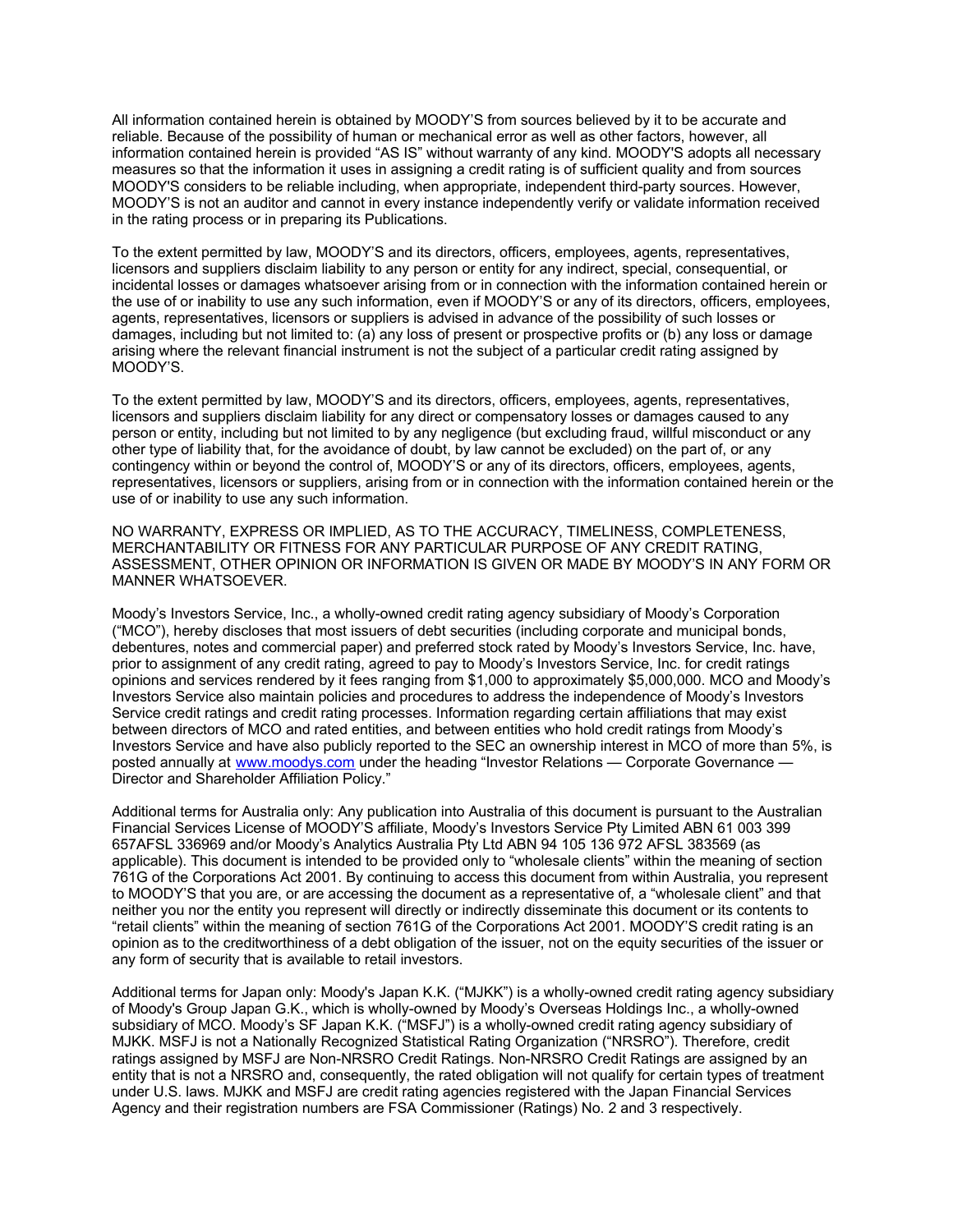All information contained herein is obtained by MOODY'S from sources believed by it to be accurate and reliable. Because of the possibility of human or mechanical error as well as other factors, however, all information contained herein is provided "AS IS" without warranty of any kind. MOODY'S adopts all necessary measures so that the information it uses in assigning a credit rating is of sufficient quality and from sources MOODY'S considers to be reliable including, when appropriate, independent third-party sources. However, MOODY'S is not an auditor and cannot in every instance independently verify or validate information received in the rating process or in preparing its Publications.

To the extent permitted by law, MOODY'S and its directors, officers, employees, agents, representatives, licensors and suppliers disclaim liability to any person or entity for any indirect, special, consequential, or incidental losses or damages whatsoever arising from or in connection with the information contained herein or the use of or inability to use any such information, even if MOODY'S or any of its directors, officers, employees, agents, representatives, licensors or suppliers is advised in advance of the possibility of such losses or damages, including but not limited to: (a) any loss of present or prospective profits or (b) any loss or damage arising where the relevant financial instrument is not the subject of a particular credit rating assigned by MOODY'S.

To the extent permitted by law, MOODY'S and its directors, officers, employees, agents, representatives, licensors and suppliers disclaim liability for any direct or compensatory losses or damages caused to any person or entity, including but not limited to by any negligence (but excluding fraud, willful misconduct or any other type of liability that, for the avoidance of doubt, by law cannot be excluded) on the part of, or any contingency within or beyond the control of, MOODY'S or any of its directors, officers, employees, agents, representatives, licensors or suppliers, arising from or in connection with the information contained herein or the use of or inability to use any such information.

NO WARRANTY, EXPRESS OR IMPLIED, AS TO THE ACCURACY, TIMELINESS, COMPLETENESS, MERCHANTABILITY OR FITNESS FOR ANY PARTICULAR PURPOSE OF ANY CREDIT RATING, ASSESSMENT, OTHER OPINION OR INFORMATION IS GIVEN OR MADE BY MOODY'S IN ANY FORM OR MANNER WHATSOEVER.

Moody's Investors Service, Inc., a wholly-owned credit rating agency subsidiary of Moody's Corporation ("MCO"), hereby discloses that most issuers of debt securities (including corporate and municipal bonds, debentures, notes and commercial paper) and preferred stock rated by Moody's Investors Service, Inc. have, prior to assignment of any credit rating, agreed to pay to Moody's Investors Service, Inc. for credit ratings opinions and services rendered by it fees ranging from $1,000 to approximately $5,000,000. MCO and Moody's Investors Service also maintain policies and procedures to address the independence of Moody's Investors Service credit ratings and credit rating processes. Information regarding certain affiliations that may exist between directors of MCO and rated entities, and between entities who hold credit ratings from Moody's Investors Service and have also publicly reported to the SEC an ownership interest in MCO of more than 5%, is posted annually at [www.moodys.com](http://www.moodys.com) under the heading "Investor Relations — Corporate Governance — Director and Shareholder Affiliation Policy."

Additional terms for Australia only: Any publication into Australia of this document is pursuant to the Australian Financial Services License of MOODY'S affiliate, Moody's Investors Service Pty Limited ABN 61 003 399 657AFSL 336969 and/or Moody's Analytics Australia Pty Ltd ABN 94 105 136 972 AFSL 383569 (as applicable). This document is intended to be provided only to "wholesale clients" within the meaning of section 761G of the Corporations Act 2001. By continuing to access this document from within Australia, you represent to MOODY'S that you are, or are accessing the document as a representative of, a "wholesale client" and that neither you nor the entity you represent will directly or indirectly disseminate this document or its contents to "retail clients" within the meaning of section 761G of the Corporations Act 2001. MOODY'S credit rating is an opinion as to the creditworthiness of a debt obligation of the issuer, not on the equity securities of the issuer or any form of security that is available to retail investors.

Additional terms for Japan only: Moody's Japan K.K. ("MJKK") is a wholly-owned credit rating agency subsidiary of Moody's Group Japan G.K., which is wholly-owned by Moody's Overseas Holdings Inc., a wholly-owned subsidiary of MCO. Moody's SF Japan K.K. ("MSFJ") is a wholly-owned credit rating agency subsidiary of MJKK. MSFJ is not a Nationally Recognized Statistical Rating Organization ("NRSRO"). Therefore, credit ratings assigned by MSFJ are Non-NRSRO Credit Ratings. Non-NRSRO Credit Ratings are assigned by an entity that is not a NRSRO and, consequently, the rated obligation will not qualify for certain types of treatment under U.S. laws. MJKK and MSFJ are credit rating agencies registered with the Japan Financial Services Agency and their registration numbers are FSA Commissioner (Ratings) No. 2 and 3 respectively.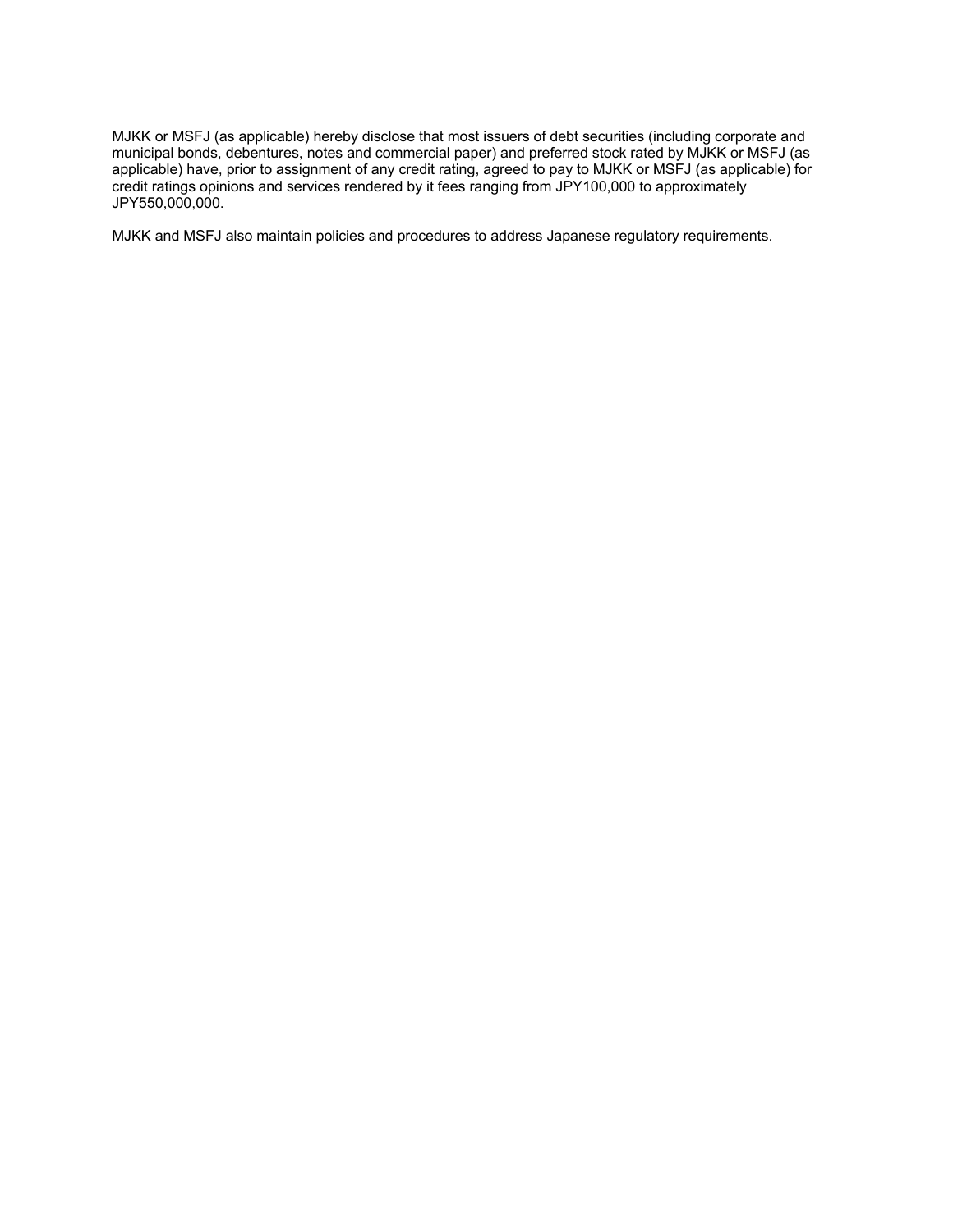MJKK or MSFJ (as applicable) hereby disclose that most issuers of debt securities (including corporate and municipal bonds, debentures, notes and commercial paper) and preferred stock rated by MJKK or MSFJ (as applicable) have, prior to assignment of any credit rating, agreed to pay to MJKK or MSFJ (as applicable) for credit ratings opinions and services rendered by it fees ranging from JPY100,000 to approximately JPY550,000,000.

MJKK and MSFJ also maintain policies and procedures to address Japanese regulatory requirements.